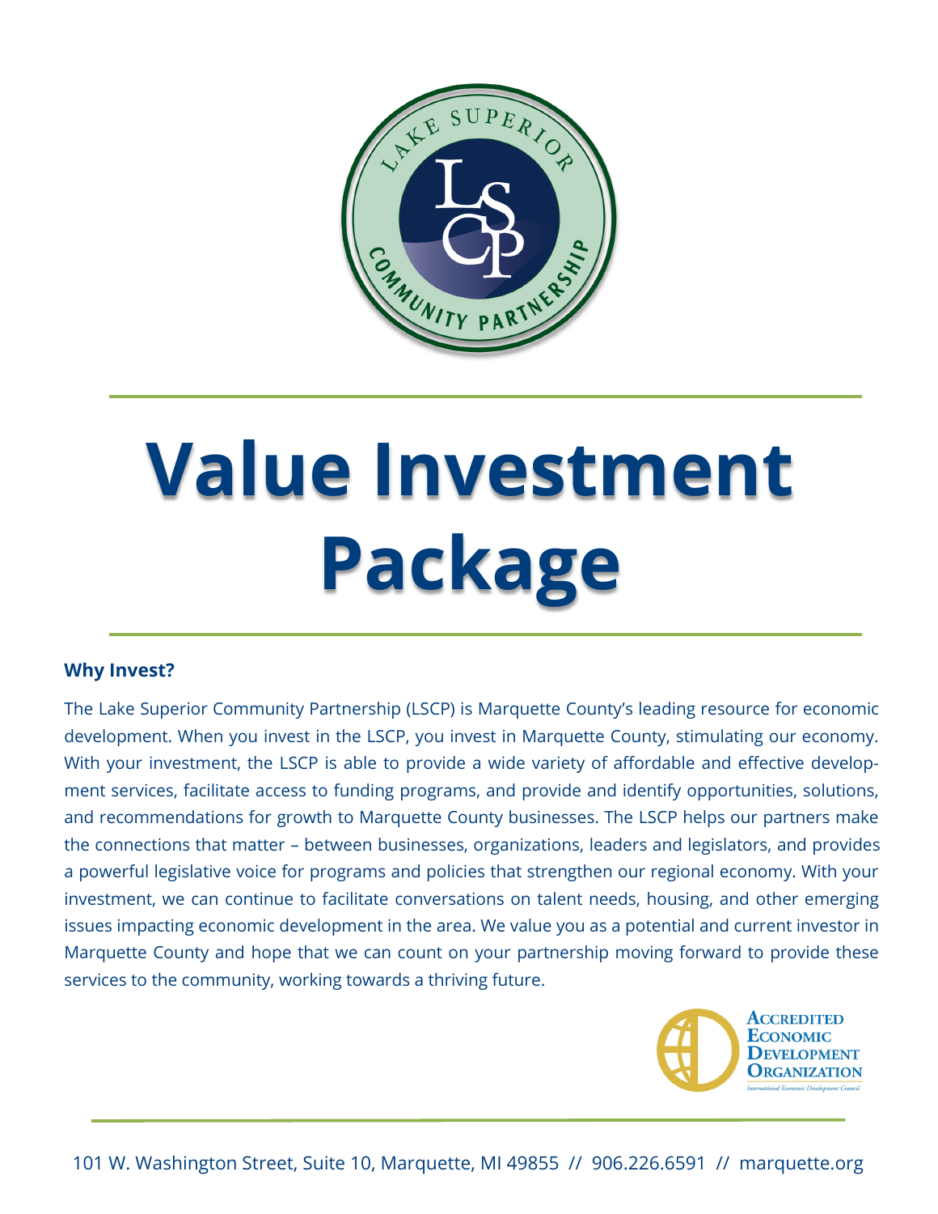# Value Investment Package

**Why Invest?**

The Lake Superior Community Partnership (LSCP) is Marquette County's leading resource for economic development. When you invest in the LSCP, you invest in Marquette County, stimulating our economy. With your investment, the LSCP is able to provide a wide variety of affordable and effective development services, facilitate access to funding programs, and provide and identify opportunities, solutions, and recommendations for growth to Marquette County businesses. The LSCP helps our partners make the connections that matter – between businesses, organizations, leaders and legislators, and provides a powerful legislative voice for programs and policies that strengthen our regional economy. With your investment, we can continue to facilitate conversations on talent needs, housing, and other emerging issues impacting economic development in the area. We value you as a potential and current investor in Marquette County and hope that we can count on your partnership moving forward to provide these services to the community, working towards a thriving future.

101 W. Washington Street, Suite 10, Marquette, MI 49855 // 906.226.6591 // marquette.org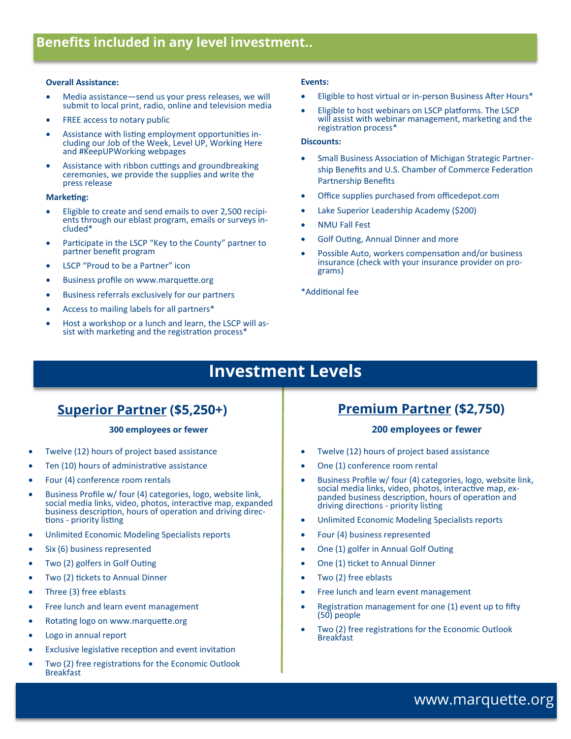## Benefits included in any level investment..

**Overall Assistance:**

- Media assistance—send us your press releases, we will submit to local print, radio, online and television media
- FREE access to notary public
- Assistance with listing employment opportunities including our Job of the Week, Level UP, Working Here and #KeepUPWorking webpages
- Assistance with ribbon cuttings and groundbreaking ceremonies, we provide the supplies and write the press release

**Marketing:**

- Eligible to create and send emails to over 2,500 recipients through our eblast program, emails or surveys included*
- Participate in the LSCP "Key to the County" partner to partner benefit program
- LSCP "Proud to be a Partner" icon
- Business profile on www.marquette.org
- Business referrals exclusively for our partners
- Access to mailing labels for all partners*
- Host a workshop or a lunch and learn, the LSCP will assist with marketing and the registration process*

**Events:**

- Eligible to host virtual or in-person Business After Hours*
- Eligible to host webinars on LSCP platforms. The LSCP will assist with webinar management, marketing and the registration process*

**Discounts:**

- Small Business Association of Michigan Strategic Partnership Benefits and U.S. Chamber of Commerce Federation Partnership Benefits
- Office supplies purchased from officedepot.com
- Lake Superior Leadership Academy ($200)
- NMU Fall Fest
- Golf Outing, Annual Dinner and more
- Possible Auto, workers compensation and/or business insurance (check with your insurance provider on programs)

*Additional fee

# Investment Levels

## Superior Partner ($5,250+)

**300 employees or fewer**

- Twelve (12) hours of project based assistance
- Ten (10) hours of administrative assistance
- Four (4) conference room rentals
- Business Profile w/ four (4) categories, logo, website link, social media links, video, photos, interactive map, expanded business description, hours of operation and driving directions - priority listing
- Unlimited Economic Modeling Specialists reports
- Six (6) business represented
- Two (2) golfers in Golf Outing
- Two (2) tickets to Annual Dinner
- Three (3) free eblasts
- Free lunch and learn event management
- Rotating logo on www.marquette.org
- Logo in annual report
- Exclusive legislative reception and event invitation
- Two (2) free registrations for the Economic Outlook Breakfast

## Premium Partner ($2,750)

**200 employees or fewer**

- Twelve (12) hours of project based assistance
- One (1) conference room rental
- Business Profile w/ four (4) categories, logo, website link, social media links, video, photos, interactive map, expanded business description, hours of operation and driving directions - priority listing
- Unlimited Economic Modeling Specialists reports
- Four (4) business represented
- One (1) golfer in Annual Golf Outing
- One (1) ticket to Annual Dinner
- Two (2) free eblasts
- Free lunch and learn event management
- Registration management for one (1) event up to fifty (50) people
- Two (2) free registrations for the Economic Outlook Breakfast

www.marquette.org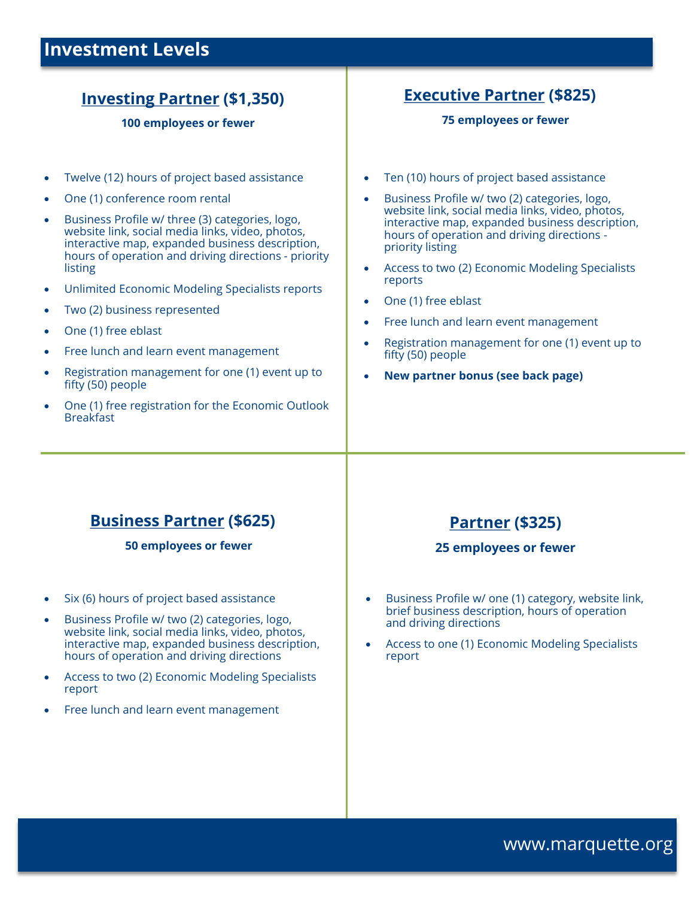# Investment Levels

## Investing Partner ($1,350)

**100 employees or fewer**

- Twelve (12) hours of project based assistance
- One (1) conference room rental
- Business Profile w/ three (3) categories, logo, website link, social media links, video, photos, interactive map, expanded business description, hours of operation and driving directions - priority listing
- Unlimited Economic Modeling Specialists reports
- Two (2) business represented
- One (1) free eblast
- Free lunch and learn event management
- Registration management for one (1) event up to fifty (50) people
- One (1) free registration for the Economic Outlook Breakfast

## Executive Partner ($825)

**75 employees or fewer**

- Ten (10) hours of project based assistance
- Business Profile w/ two (2) categories, logo, website link, social media links, video, photos, interactive map, expanded business description, hours of operation and driving directions - priority listing
- Access to two (2) Economic Modeling Specialists reports
- One (1) free eblast
- Free lunch and learn event management
- Registration management for one (1) event up to fifty (50) people
- **New partner bonus (see back page)**

## Business Partner ($625)

**50 employees or fewer**

- Six (6) hours of project based assistance
- Business Profile w/ two (2) categories, logo, website link, social media links, video, photos, interactive map, expanded business description, hours of operation and driving directions
- Access to two (2) Economic Modeling Specialists report
- Free lunch and learn event management

## Partner ($325)

**25 employees or fewer**

- Business Profile w/ one (1) category, website link, brief business description, hours of operation and driving directions
- Access to one (1) Economic Modeling Specialists report

www.marquette.org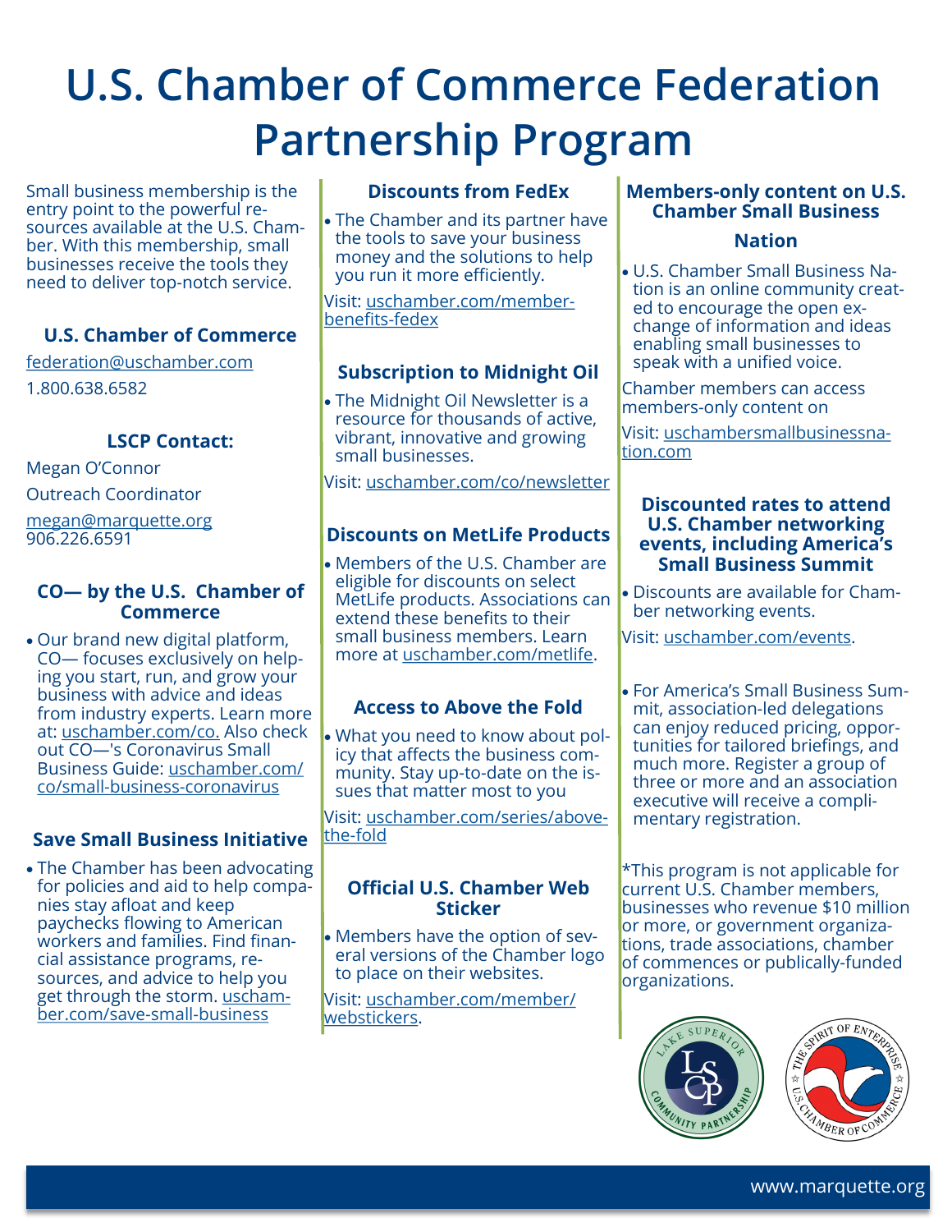# U.S. Chamber of Commerce Federation Partnership Program

Small business membership is the entry point to the powerful resources available at the U.S. Chamber. With this membership, small businesses receive the tools they need to deliver top-notch service.

### U.S. Chamber of Commerce

federation@uschamber.com

1.800.638.6582

### LSCP Contact:

Megan O'Connor

Outreach Coordinator

megan@marquette.org
906.226.6591

### CO— by the U.S. Chamber of Commerce

- Our brand new digital platform, CO— focuses exclusively on helping you start, run, and grow your business with advice and ideas from industry experts. Learn more at: uschamber.com/co. Also check out CO—'s Coronavirus Small Business Guide: uschamber.com/co/small-business-coronavirus

### Save Small Business Initiative

- The Chamber has been advocating for policies and aid to help companies stay afloat and keep paychecks flowing to American workers and families. Find financial assistance programs, resources, and advice to help you get through the storm. uschamber.com/save-small-business

### Discounts from FedEx

- The Chamber and its partner have the tools to save your business money and the solutions to help you run it more efficiently.

Visit: uschamber.com/member-benefits-fedex

### Subscription to Midnight Oil

- The Midnight Oil Newsletter is a resource for thousands of active, vibrant, innovative and growing small businesses.

Visit: uschamber.com/co/newsletter

### Discounts on MetLife Products

- Members of the U.S. Chamber are eligible for discounts on select MetLife products. Associations can extend these benefits to their small business members. Learn more at uschamber.com/metlife.

### Access to Above the Fold

- What you need to know about policy that affects the business community. Stay up-to-date on the issues that matter most to you

Visit: uschamber.com/series/above-the-fold

### Official U.S. Chamber Web Sticker

- Members have the option of several versions of the Chamber logo to place on their websites.

Visit: uschamber.com/member/webstickers.

### Members-only content on U.S. Chamber Small Business Nation

- U.S. Chamber Small Business Nation is an online community created to encourage the open exchange of information and ideas enabling small businesses to speak with a unified voice.

Chamber members can access members-only content on

Visit: uschambersmallbusinessnation.com

### Discounted rates to attend U.S. Chamber networking events, including America's Small Business Summit

- Discounts are available for Chamber networking events.

Visit: uschamber.com/events.

- For America's Small Business Summit, association-led delegations can enjoy reduced pricing, opportunities for tailored briefings, and much more. Register a group of three or more and an association executive will receive a complimentary registration.

*This program is not applicable for current U.S. Chamber members, businesses who revenue $10 million or more, or government organizations, trade associations, chamber of commences or publically-funded organizations.

www.marquette.org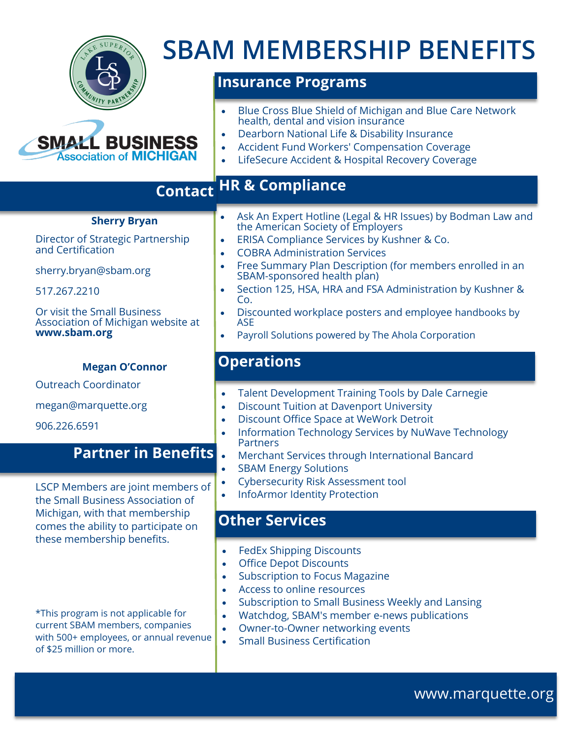# SBAM MEMBERSHIP BENEFITS

## Insurance Programs

- Blue Cross Blue Shield of Michigan and Blue Care Network health, dental and vision insurance
- Dearborn National Life & Disability Insurance
- Accident Fund Workers' Compensation Coverage
- LifeSecure Accident & Hospital Recovery Coverage

## HR & Compliance

- Ask An Expert Hotline (Legal & HR Issues) by Bodman Law and the American Society of Employers
- ERISA Compliance Services by Kushner & Co.
- COBRA Administration Services
- Free Summary Plan Description (for members enrolled in an SBAM-sponsored health plan)
- Section 125, HSA, HRA and FSA Administration by Kushner & Co.
- Discounted workplace posters and employee handbooks by ASE
- Payroll Solutions powered by The Ahola Corporation

## Operations

- Talent Development Training Tools by Dale Carnegie
- Discount Tuition at Davenport University
- Discount Office Space at WeWork Detroit
- Information Technology Services by NuWave Technology Partners
- Merchant Services through International Bancard
- SBAM Energy Solutions
- Cybersecurity Risk Assessment tool
- InfoArmor Identity Protection

## Other Services

- FedEx Shipping Discounts
- Office Depot Discounts
- Subscription to Focus Magazine
- Access to online resources
- Subscription to Small Business Weekly and Lansing
- Watchdog, SBAM's member e-news publications
- Owner-to-Owner networking events
- Small Business Certification

## Contact

**Sherry Bryan**

Director of Strategic Partnership and Certification

sherry.bryan@sbam.org

517.267.2210

Or visit the Small Business Association of Michigan website at **www.sbam.org**

**Megan O'Connor**

Outreach Coordinator

megan@marquette.org

906.226.6591

## Partner in Benefits

LSCP Members are joint members of the Small Business Association of Michigan, with that membership comes the ability to participate on these membership benefits.

*This program is not applicable for current SBAM members, companies with 500+ employees, or annual revenue of $25 million or more.

www.marquette.org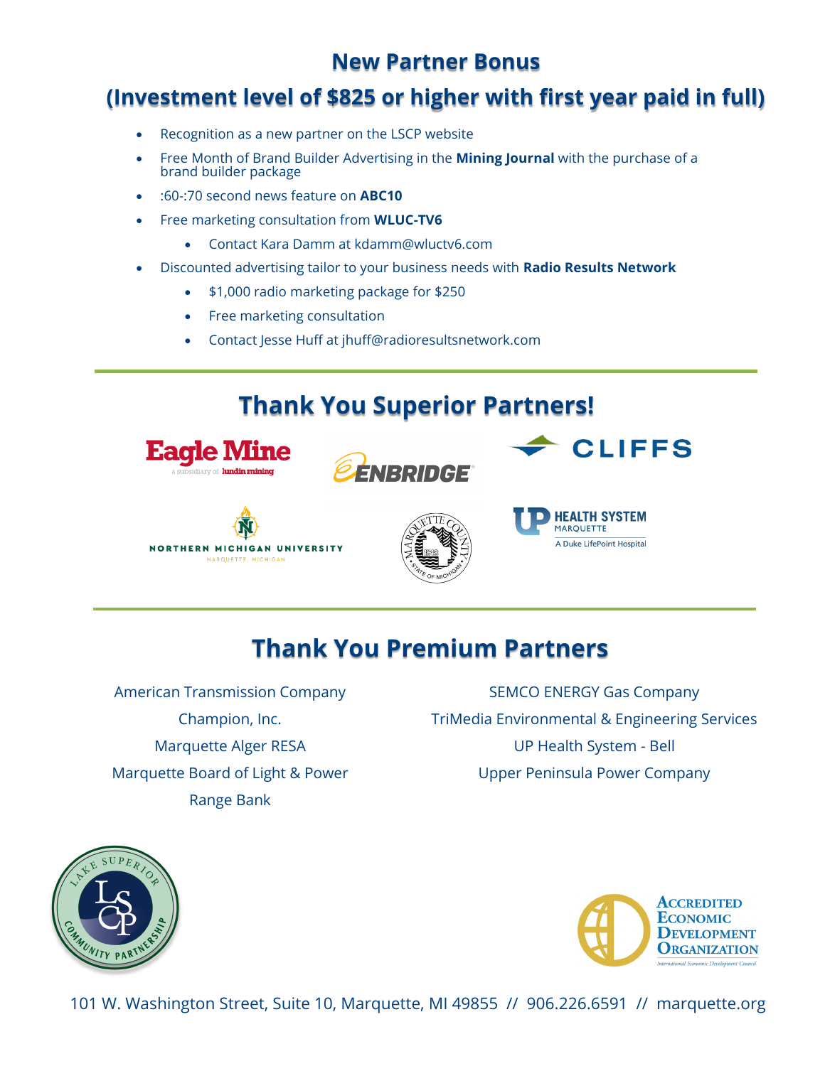## New Partner Bonus

## (Investment level of $825 or higher with first year paid in full)

- Recognition as a new partner on the LSCP website
- Free Month of Brand Builder Advertising in the **Mining Journal** with the purchase of a brand builder package
- :60-:70 second news feature on **ABC10**
- Free marketing consultation from **WLUC-TV6**
  - Contact Kara Damm at kdamm@wluctv6.com
- Discounted advertising tailor to your business needs with **Radio Results Network**
  - $1,000 radio marketing package for $250
  - Free marketing consultation
  - Contact Jesse Huff at jhuff@radioresultsnetwork.com

---

## Thank You Superior Partners!

Eagle Mine — a subsidiary of lundin mining

ENBRIDGE

CLIFFS

NORTHERN MICHIGAN UNIVERSITY — MARQUETTE, MICHIGAN

Marquette County — State of Michigan

UP HEALTH SYSTEM MARQUETTE — A Duke LifePoint Hospital

---

## Thank You Premium Partners

American Transmission Company

Champion, Inc.

Marquette Alger RESA

Marquette Board of Light & Power

Range Bank

SEMCO ENERGY Gas Company

TriMedia Environmental & Engineering Services

UP Health System - Bell

Upper Peninsula Power Company

Lake Superior Community Partnership (LSCP)

Accredited Economic Development Organization — International Economic Development Council

101 W. Washington Street, Suite 10, Marquette, MI 49855 // 906.226.6591 // marquette.org